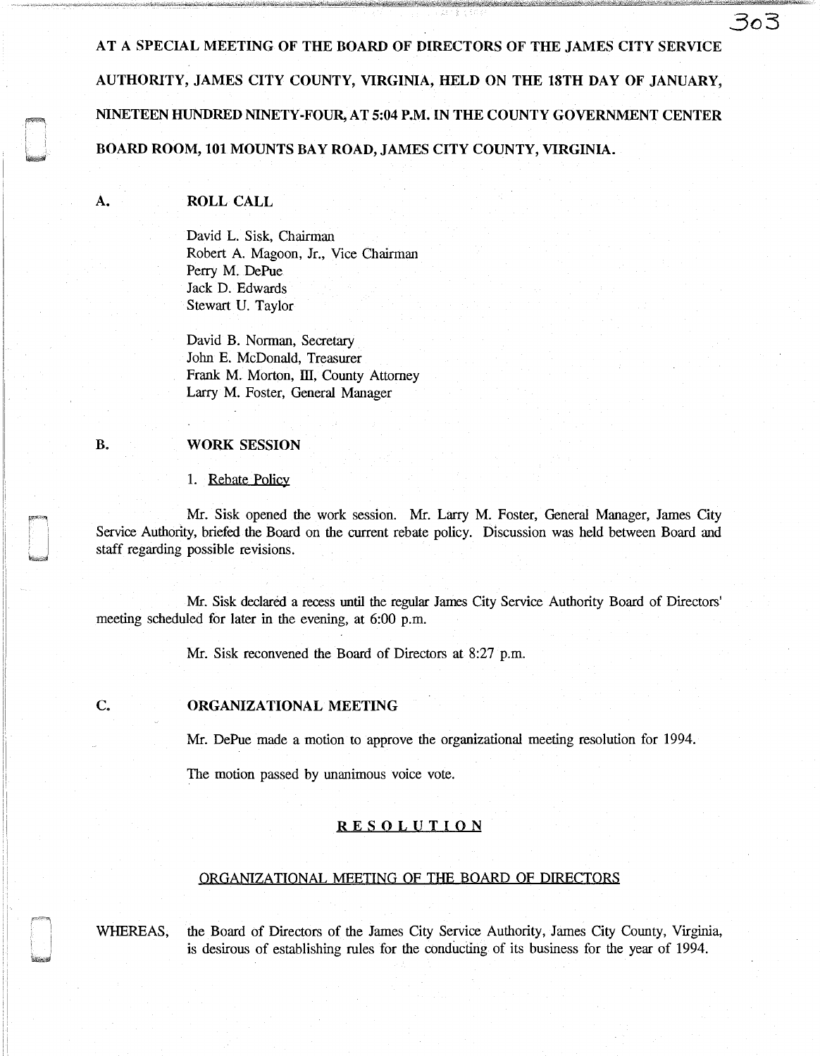AT A SPECIAL MEETING OF THE BOARD OF DIRECTORS OF THE JAMES CITY SERVICE AUTHORITY, JAMES CITY COUNTY, VIRGINIA, HELD ON THE 18TH DAY OF JANUARY, NINETEEN HUNDRED NINETY-FOUR, AT 5:04 P.M. IN THE COUNTY GOVERNMENT CENTER BOARD ROOM, 101 MOUNTS BAY ROAD, JAMES CITY COUNTY, VIRGINIA.

**A. ROLL CALL**

David L. Sisk, Chairman
Robert A. Magoon, Jr., Vice Chairman
Perry M. DePue
Jack D. Edwards
Stewart U. Taylor

David B. Norman, Secretary
John E. McDonald, Treasurer
Frank M. Morton, III, County Attorney
Larry M. Foster, General Manager

**B. WORK SESSION**

1. Rebate Policy

Mr. Sisk opened the work session. Mr. Larry M. Foster, General Manager, James City Service Authority, briefed the Board on the current rebate policy. Discussion was held between Board and staff regarding possible revisions.

Mr. Sisk declared a recess until the regular James City Service Authority Board of Directors' meeting scheduled for later in the evening, at 6:00 p.m.

Mr. Sisk reconvened the Board of Directors at 8:27 p.m.

**C. ORGANIZATIONAL MEETING**

Mr. DePue made a motion to approve the organizational meeting resolution for 1994.

The motion passed by unanimous voice vote.

**RESOLUTION**

ORGANIZATIONAL MEETING OF THE BOARD OF DIRECTORS

WHEREAS, the Board of Directors of the James City Service Authority, James City County, Virginia, is desirous of establishing rules for the conducting of its business for the year of 1994.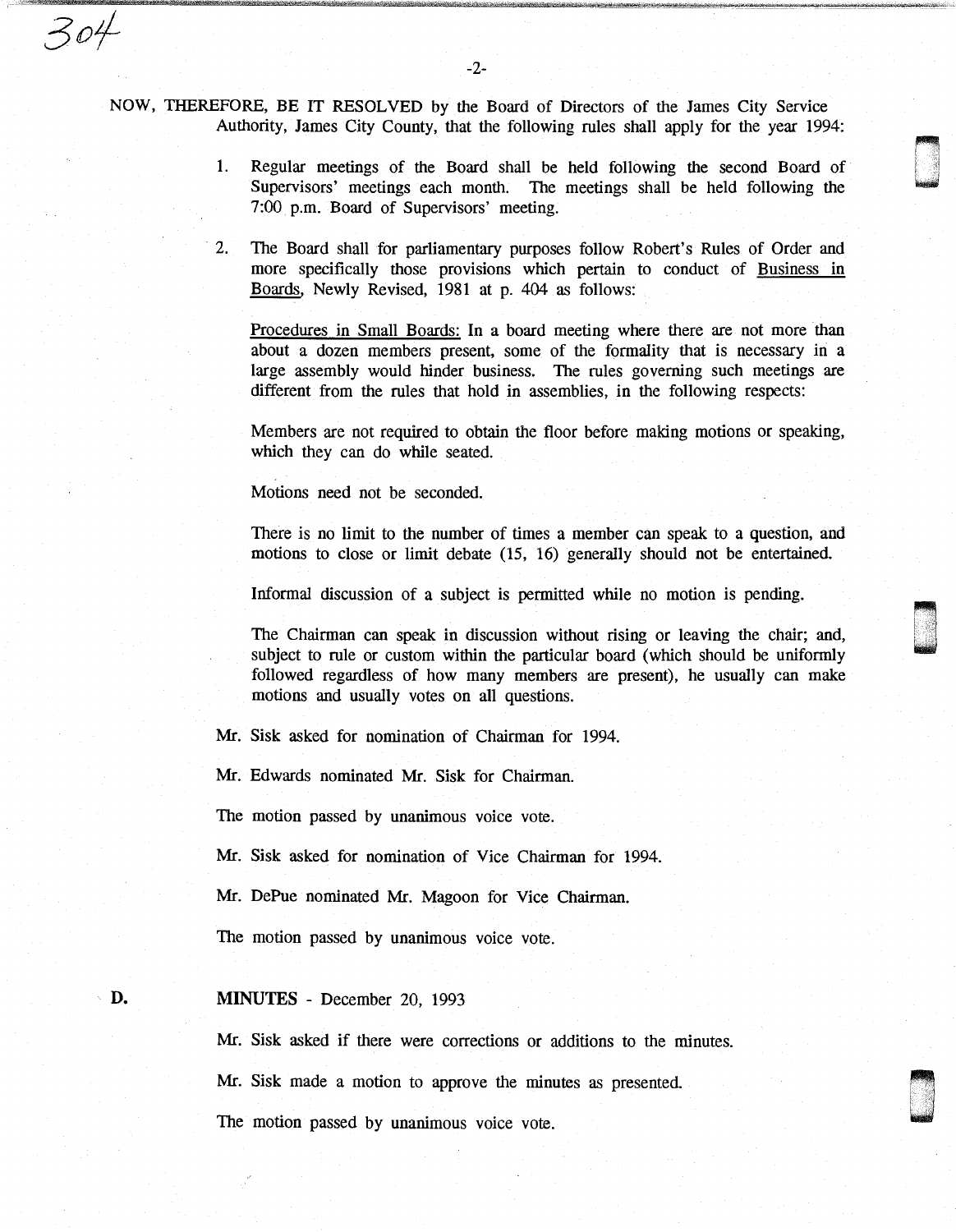NOW, THEREFORE, BE IT RESOLVED by the Board of Directors of the James City Service Authority, James City County, that the following rules shall apply for the year 1994:

1. Regular meetings of the Board shall be held following the second Board of Supervisors' meetings each month. The meetings shall be held following the 7:00 p.m. Board of Supervisors' meeting.

2. The Board shall for parliamentary purposes follow Robert's Rules of Order and more specifically those provisions which pertain to conduct of Business in Boards, Newly Revised, 1981 at p. 404 as follows:

   Procedures in Small Boards: In a board meeting where there are not more than about a dozen members present, some of the formality that is necessary in a large assembly would hinder business. The rules governing such meetings are different from the rules that hold in assemblies, in the following respects:

   Members are not required to obtain the floor before making motions or speaking, which they can do while seated.

   Motions need not be seconded.

   There is no limit to the number of times a member can speak to a question, and motions to close or limit debate (15, 16) generally should not be entertained.

   Informal discussion of a subject is permitted while no motion is pending.

   The Chairman can speak in discussion without rising or leaving the chair; and, subject to rule or custom within the particular board (which should be uniformly followed regardless of how many members are present), he usually can make motions and usually votes on all questions.

Mr. Sisk asked for nomination of Chairman for 1994.

Mr. Edwards nominated Mr. Sisk for Chairman.

The motion passed by unanimous voice vote.

Mr. Sisk asked for nomination of Vice Chairman for 1994.

Mr. DePue nominated Mr. Magoon for Vice Chairman.

The motion passed by unanimous voice vote.

**D. MINUTES** - December 20, 1993

Mr. Sisk asked if there were corrections or additions to the minutes.

Mr. Sisk made a motion to approve the minutes as presented.

The motion passed by unanimous voice vote.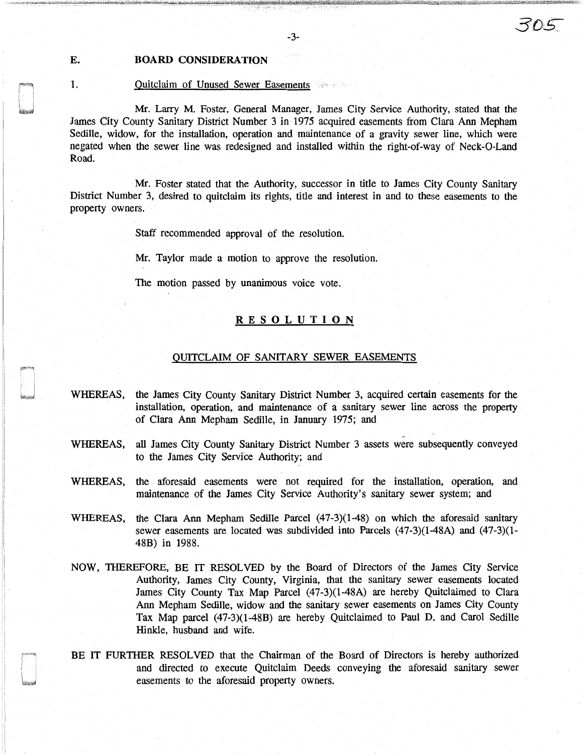**E. BOARD CONSIDERATION**

1. Quitclaim of Unused Sewer Easements

Mr. Larry M. Foster, General Manager, James City Service Authority, stated that the James City County Sanitary District Number 3 in 1975 acquired easements from Clara Ann Mepham Sedille, widow, for the installation, operation and maintenance of a gravity sewer line, which were negated when the sewer line was redesigned and installed within the right-of-way of Neck-O-Land Road.

Mr. Foster stated that the Authority, successor in title to James City County Sanitary District Number 3, desired to quitclaim its rights, title and interest in and to these easements to the property owners.

Staff recommended approval of the resolution.

Mr. Taylor made a motion to approve the resolution.

The motion passed by unanimous voice vote.

## RESOLUTION

### QUITCLAIM OF SANITARY SEWER EASEMENTS

WHEREAS, the James City County Sanitary District Number 3, acquired certain easements for the installation, operation, and maintenance of a sanitary sewer line across the property of Clara Ann Mepham Sedille, in January 1975; and

WHEREAS, all James City County Sanitary District Number 3 assets were subsequently conveyed to the James City Service Authority; and

WHEREAS, the aforesaid easements were not required for the installation, operation, and maintenance of the James City Service Authority's sanitary sewer system; and

WHEREAS, the Clara Ann Mepham Sedille Parcel (47-3)(1-48) on which the aforesaid sanitary sewer easements are located was subdivided into Parcels (47-3)(1-48A) and (47-3)(1-48B) in 1988.

NOW, THEREFORE, BE IT RESOLVED by the Board of Directors of the James City Service Authority, James City County, Virginia, that the sanitary sewer easements located James City County Tax Map Parcel (47-3)(1-48A) are hereby Quitclaimed to Clara Ann Mepham Sedille, widow and the sanitary sewer easements on James City County Tax Map parcel (47-3)(1-48B) are hereby Quitclaimed to Paul D. and Carol Sedille Hinkle, husband and wife.

BE IT FURTHER RESOLVED that the Chairman of the Board of Directors is hereby authorized and directed to execute Quitclaim Deeds conveying the aforesaid sanitary sewer easements to the aforesaid property owners.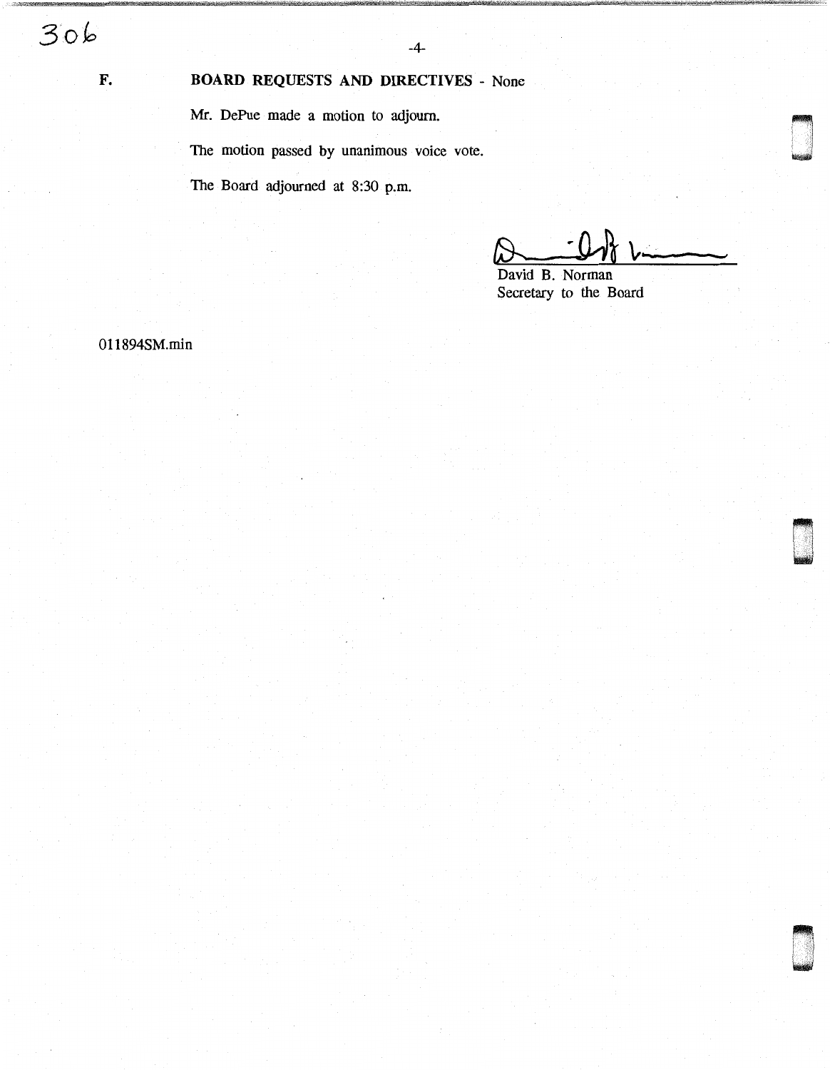F. **BOARD REQUESTS AND DIRECTIVES** - None

Mr. DePue made a motion to adjourn.

The motion passed by unanimous voice vote.

The Board adjourned at 8:30 p.m.

David B. Norman
Secretary to the Board

011894SM.min